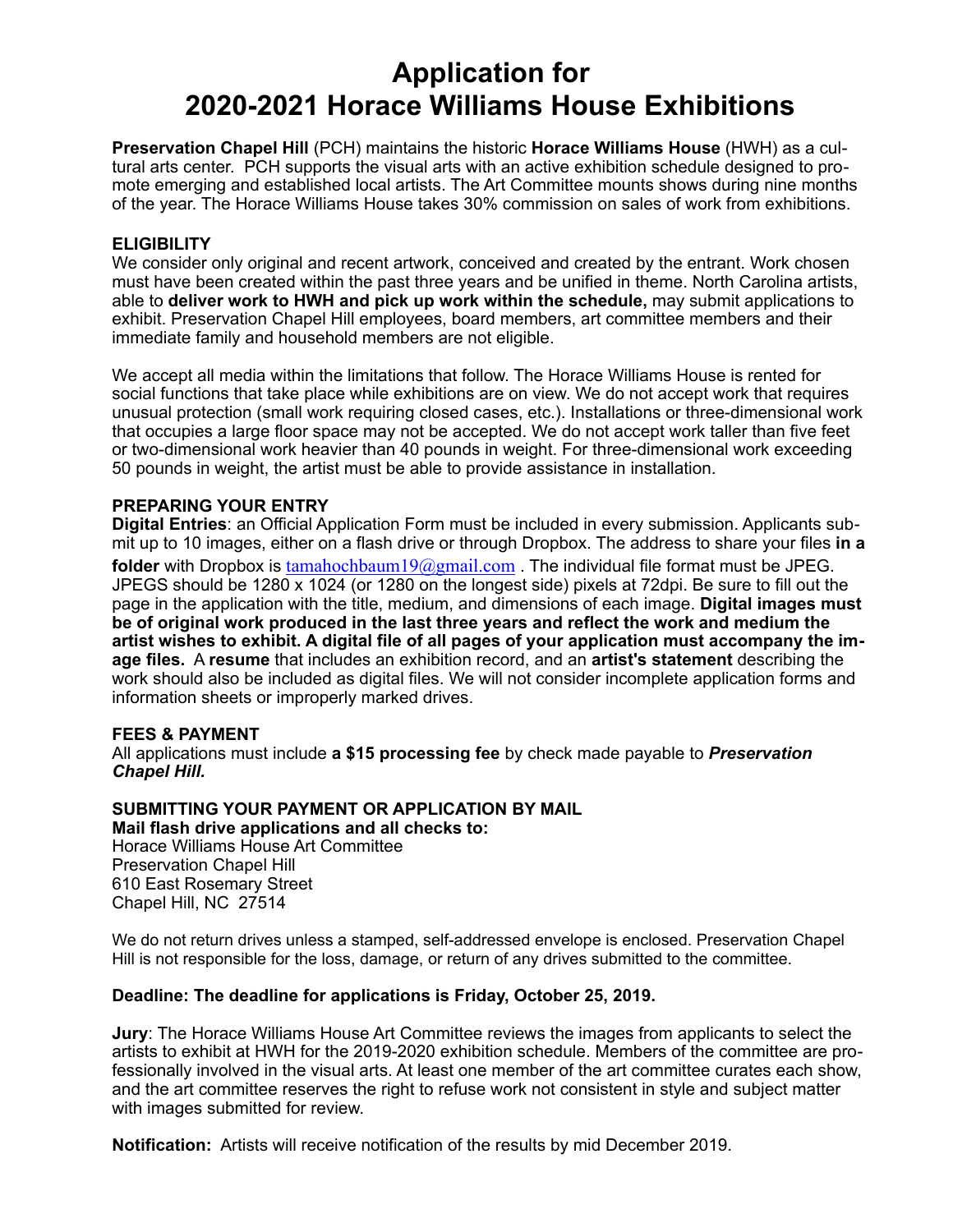# Application for 2020-2021 Horace Williams House Exhibitions

**Preservation Chapel Hill** (PCH) maintains the historic **Horace Williams House** (HWH) as a cultural arts center. PCH supports the visual arts with an active exhibition schedule designed to promote emerging and established local artists. The Art Committee mounts shows during nine months of the year. The Horace Williams House takes 30% commission on sales of work from exhibitions.

## ELIGIBILITY

We consider only original and recent artwork, conceived and created by the entrant. Work chosen must have been created within the past three years and be unified in theme. North Carolina artists, able to **deliver work to HWH and pick up work within the schedule,** may submit applications to exhibit. Preservation Chapel Hill employees, board members, art committee members and their immediate family and household members are not eligible.

We accept all media within the limitations that follow. The Horace Williams House is rented for social functions that take place while exhibitions are on view. We do not accept work that requires unusual protection (small work requiring closed cases, etc.). Installations or three-dimensional work that occupies a large floor space may not be accepted. We do not accept work taller than five feet or two-dimensional work heavier than 40 pounds in weight. For three-dimensional work exceeding 50 pounds in weight, the artist must be able to provide assistance in installation.

## PREPARING YOUR ENTRY

**Digital Entries**: an Official Application Form must be included in every submission. Applicants submit up to 10 images, either on a flash drive or through Dropbox. The address to share your files **in a folder** with Dropbox is tamahochbaum19@gmail.com . The individual file format must be JPEG. JPEGS should be 1280 x 1024 (or 1280 on the longest side) pixels at 72dpi. Be sure to fill out the page in the application with the title, medium, and dimensions of each image. **Digital images must be of original work produced in the last three years and reflect the work and medium the artist wishes to exhibit. A digital file of all pages of your application must accompany the image files.** A **resume** that includes an exhibition record, and an **artist's statement** describing the work should also be included as digital files. We will not consider incomplete application forms and information sheets or improperly marked drives.

## FEES & PAYMENT

All applications must include **a $15 processing fee** by check made payable to ***Preservation Chapel Hill.***

## SUBMITTING YOUR PAYMENT OR APPLICATION BY MAIL

**Mail flash drive applications and all checks to:**

Horace Williams House Art Committee
Preservation Chapel Hill
610 East Rosemary Street
Chapel Hill, NC 27514

We do not return drives unless a stamped, self-addressed envelope is enclosed. Preservation Chapel Hill is not responsible for the loss, damage, or return of any drives submitted to the committee.

**Deadline: The deadline for applications is Friday, October 25, 2019.**

**Jury**: The Horace Williams House Art Committee reviews the images from applicants to select the artists to exhibit at HWH for the 2019-2020 exhibition schedule. Members of the committee are professionally involved in the visual arts. At least one member of the art committee curates each show, and the art committee reserves the right to refuse work not consistent in style and subject matter with images submitted for review.

**Notification:** Artists will receive notification of the results by mid December 2019.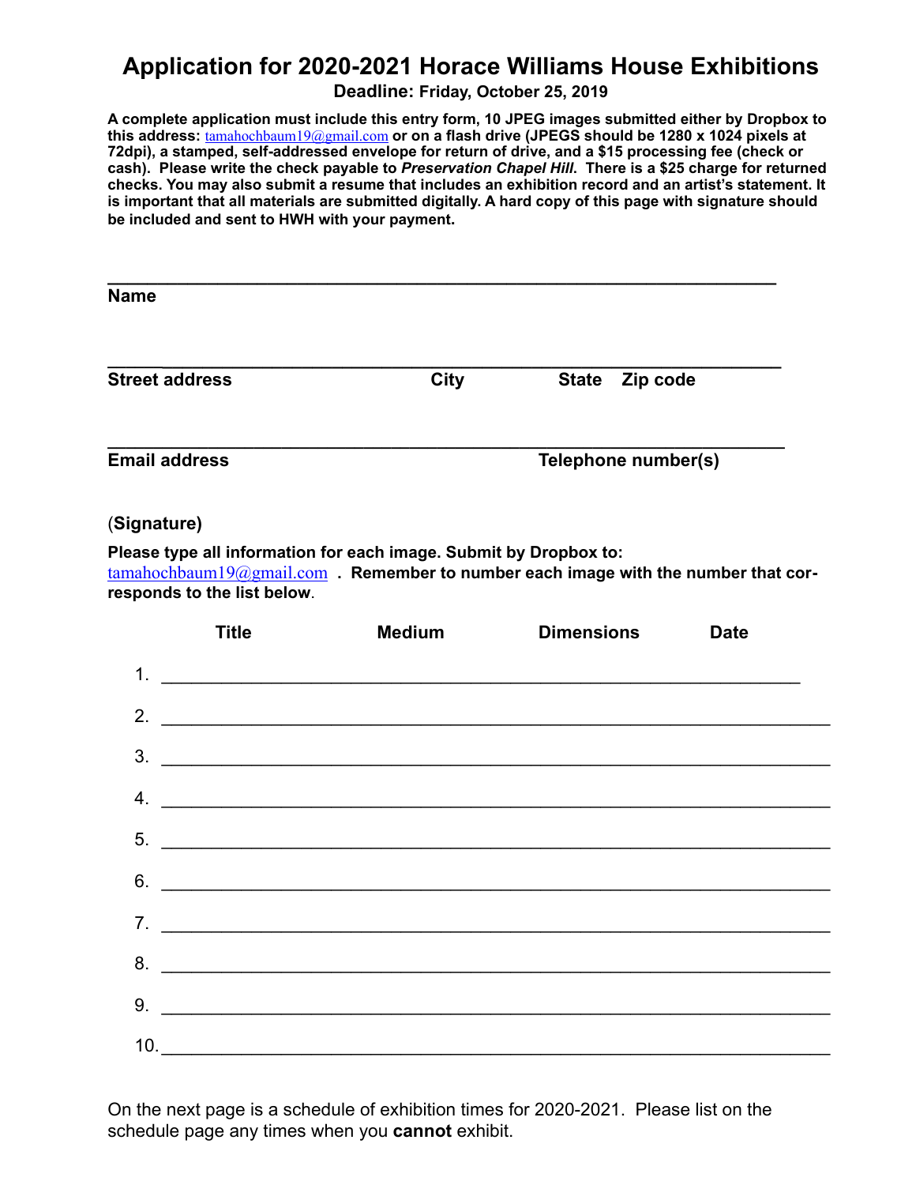# Application for 2020-2021 Horace Williams House Exhibitions

**Deadline: Friday, October 25, 2019**

**A complete application must include this entry form, 10 JPEG images submitted either by Dropbox to this address: tamahochbaum19@gmail.com or on a flash drive (JPEGS should be 1280 x 1024 pixels at 72dpi), a stamped, self-addressed envelope for return of drive, and a $15 processing fee (check or cash). Please write the check payable to *Preservation Chapel Hill*. There is a $25 charge for returned checks. You may also submit a resume that includes an exhibition record and an artist's statement. It is important that all materials are submitted digitally. A hard copy of this page with signature should be included and sent to HWH with your payment.**

\_\_\_\_\_\_\_\_\_\_\_\_\_\_\_\_\_\_\_\_\_\_\_\_\_\_\_\_\_\_\_\_\_\_\_\_\_\_\_\_\_\_\_\_\_\_\_\_\_\_\_\_\_\_\_\_\_\_\_\_\_\_\_\_\_\_
**Name**

\_\_\_\_\_\_\_\_\_\_\_\_\_\_\_\_\_\_\_\_\_\_\_\_\_\_\_\_\_\_\_\_\_\_\_\_\_\_\_\_\_\_\_\_\_\_\_\_\_\_\_\_\_\_\_\_\_\_\_\_\_\_\_\_\_\_
**Street address** **City** **State** **Zip code**

\_\_\_\_\_\_\_\_\_\_\_\_\_\_\_\_\_\_\_\_\_\_\_\_\_\_\_\_\_\_\_\_\_\_\_\_\_\_\_\_\_\_\_\_\_\_\_\_\_\_\_\_\_\_\_\_\_\_\_\_\_\_\_\_\_\_
**Email address** **Telephone number(s)**

(**Signature)**

**Please type all information for each image. Submit by Dropbox to:** tamahochbaum19@gmail.com **. Remember to number each image with the number that corresponds to the list below**.

| | Title | Medium | Dimensions | Date |
|---|---|---|---|---|
| 1. | | | | |
| 2. | | | | |
| 3. | | | | |
| 4. | | | | |
| 5. | | | | |
| 6. | | | | |
| 7. | | | | |
| 8. | | | | |
| 9. | | | | |
| 10. | | | | |

On the next page is a schedule of exhibition times for 2020-2021. Please list on the schedule page any times when you **cannot** exhibit.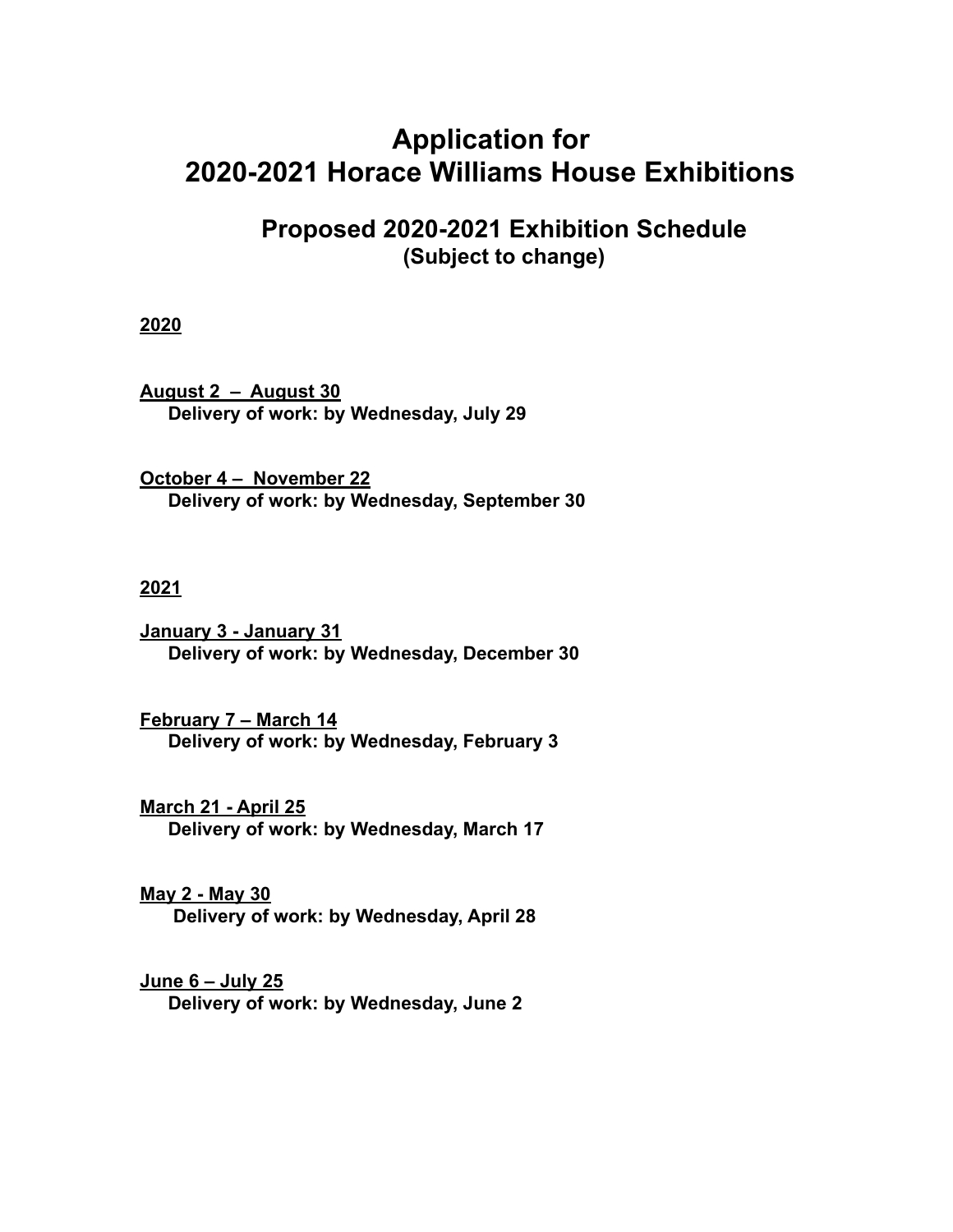# Application for
# 2020-2021 Horace Williams House Exhibitions

## Proposed 2020-2021 Exhibition Schedule
### (Subject to change)

**2020**

**August 2 – August 30**
**Delivery of work: by Wednesday, July 29**

**October 4 – November 22**
**Delivery of work: by Wednesday, September 30**

**2021**

**January 3 - January 31**
**Delivery of work: by Wednesday, December 30**

**February 7 – March 14**
**Delivery of work: by Wednesday, February 3**

**March 21 - April 25**
**Delivery of work: by Wednesday, March 17**

**May 2 - May 30**
**Delivery of work: by Wednesday, April 28**

**June 6 – July 25**
**Delivery of work: by Wednesday, June 2**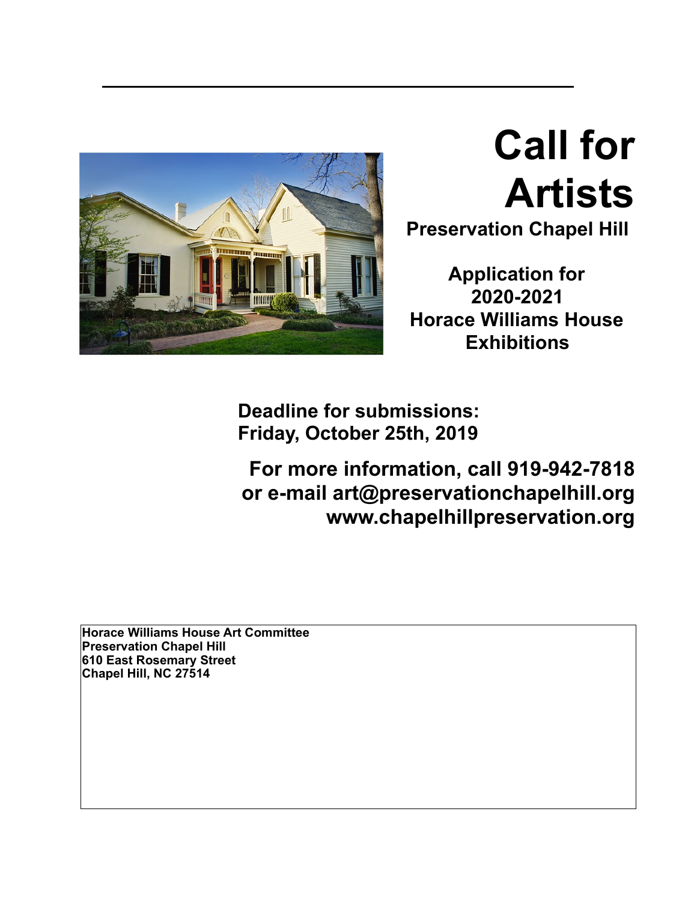# Call for Artists

**Preservation Chapel Hill**

**Application for 2020-2021 Horace Williams House Exhibitions**

**Deadline for submissions: Friday, October 25th, 2019**

**For more information, call 919-942-7818 or e-mail art@preservationchapelhill.org www.chapelhillpreservation.org**

**Horace Williams House Art Committee**
**Preservation Chapel Hill**
**610 East Rosemary Street**
**Chapel Hill, NC 27514**